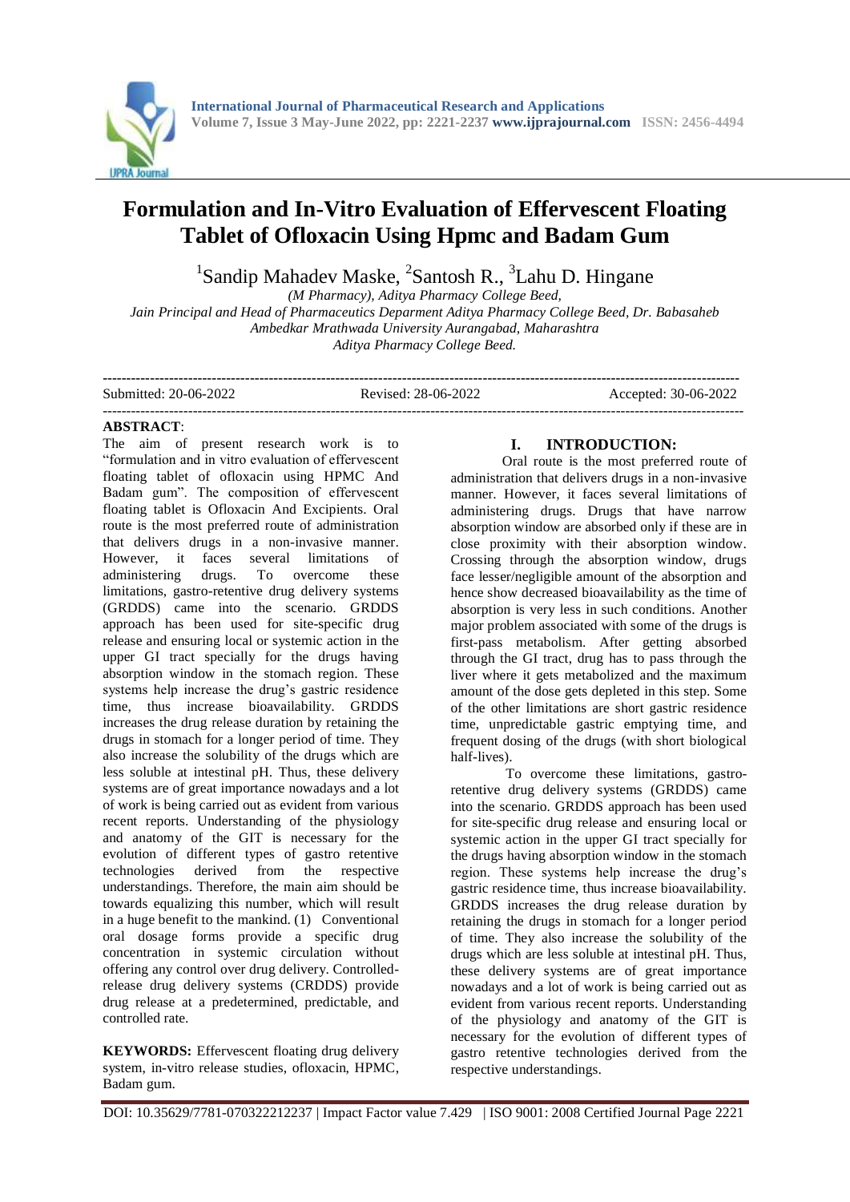# Formulation and In-Vitro Evaluation of Effervescent Floating Tablet of Ofloxacin Using Hpmc and Badam Gum

[1]Sandip Mahadev Maske, [2]Santosh R., [3]Lahu D. Hingane

*(M Pharmacy), Aditya Pharmacy College Beed,*
*Jain Principal and Head of Pharmaceutics Deparment Aditya Pharmacy College Beed, Dr. Babasaheb Ambedkar Mrathwada University Aurangabad, Maharashtra*
*Aditya Pharmacy College Beed.*

---

Submitted: 20-06-2022 Revised: 28-06-2022 Accepted: 30-06-2022

---

**ABSTRACT**:
The aim of present research work is to "formulation and in vitro evaluation of effervescent floating tablet of ofloxacin using HPMC And Badam gum". The composition of effervescent floating tablet is Ofloxacin And Excipients. Oral route is the most preferred route of administration that delivers drugs in a non-invasive manner. However, it faces several limitations of administering drugs. To overcome these limitations, gastro-retentive drug delivery systems (GRDDS) came into the scenario. GRDDS approach has been used for site-specific drug release and ensuring local or systemic action in the upper GI tract specially for the drugs having absorption window in the stomach region. These systems help increase the drug's gastric residence time, thus increase bioavailability. GRDDS increases the drug release duration by retaining the drugs in stomach for a longer period of time. They also increase the solubility of the drugs which are less soluble at intestinal pH. Thus, these delivery systems are of great importance nowadays and a lot of work is being carried out as evident from various recent reports. Understanding of the physiology and anatomy of the GIT is necessary for the evolution of different types of gastro retentive technologies derived from the respective understandings. Therefore, the main aim should be towards equalizing this number, which will result in a huge benefit to the mankind. (1) Conventional oral dosage forms provide a specific drug concentration in systemic circulation without offering any control over drug delivery. Controlled-release drug delivery systems (CRDDS) provide drug release at a predetermined, predictable, and controlled rate.

**KEYWORDS:** Effervescent floating drug delivery system, in-vitro release studies, ofloxacin, HPMC, Badam gum.

## I. INTRODUCTION:

Oral route is the most preferred route of administration that delivers drugs in a non-invasive manner. However, it faces several limitations of administering drugs. Drugs that have narrow absorption window are absorbed only if these are in close proximity with their absorption window. Crossing through the absorption window, drugs face lesser/negligible amount of the absorption and hence show decreased bioavailability as the time of absorption is very less in such conditions. Another major problem associated with some of the drugs is first-pass metabolism. After getting absorbed through the GI tract, drug has to pass through the liver where it gets metabolized and the maximum amount of the dose gets depleted in this step. Some of the other limitations are short gastric residence time, unpredictable gastric emptying time, and frequent dosing of the drugs (with short biological half-lives).

To overcome these limitations, gastro-retentive drug delivery systems (GRDDS) came into the scenario. GRDDS approach has been used for site-specific drug release and ensuring local or systemic action in the upper GI tract specially for the drugs having absorption window in the stomach region. These systems help increase the drug's gastric residence time, thus increase bioavailability. GRDDS increases the drug release duration by retaining the drugs in stomach for a longer period of time. They also increase the solubility of the drugs which are less soluble at intestinal pH. Thus, these delivery systems are of great importance nowadays and a lot of work is being carried out as evident from various recent reports. Understanding of the physiology and anatomy of the GIT is necessary for the evolution of different types of gastro retentive technologies derived from the respective understandings.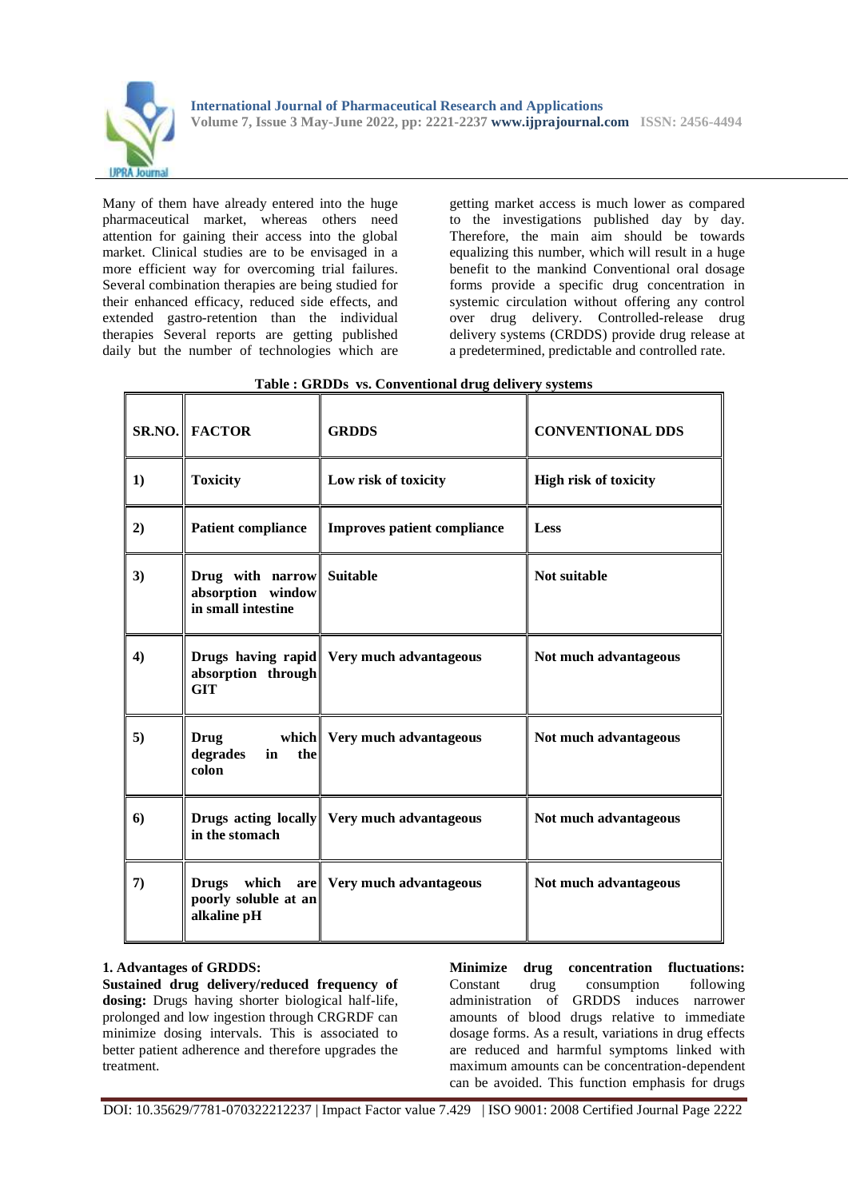Many of them have already entered into the huge pharmaceutical market, whereas others need attention for gaining their access into the global market. Clinical studies are to be envisaged in a more efficient way for overcoming trial failures. Several combination therapies are being studied for their enhanced efficacy, reduced side effects, and extended gastro-retention than the individual therapies Several reports are getting published daily but the number of technologies which are getting market access is much lower as compared to the investigations published day by day. Therefore, the main aim should be towards equalizing this number, which will result in a huge benefit to the mankind Conventional oral dosage forms provide a specific drug concentration in systemic circulation without offering any control over drug delivery. Controlled-release drug delivery systems (CRDDS) provide drug release at a predetermined, predictable and controlled rate.

**Table : GRDDs vs. Conventional drug delivery systems**

| SR.NO. | FACTOR | GRDDS | CONVENTIONAL DDS |
|---|---|---|---|
| 1) | Toxicity | Low risk of toxicity | High risk of toxicity |
| 2) | Patient compliance | Improves patient compliance | Less |
| 3) | Drug with narrow absorption window in small intestine | Suitable | Not suitable |
| 4) | Drugs having rapid absorption through GIT | Very much advantageous | Not much advantageous |
| 5) | Drug which degrades in the colon | Very much advantageous | Not much advantageous |
| 6) | Drugs acting locally in the stomach | Very much advantageous | Not much advantageous |
| 7) | Drugs which are poorly soluble at an alkaline pH | Very much advantageous | Not much advantageous |

### 1. Advantages of GRDDS:

**Sustained drug delivery/reduced frequency of dosing:** Drugs having shorter biological half-life, prolonged and low ingestion through CRGRDF can minimize dosing intervals. This is associated to better patient adherence and therefore upgrades the treatment.

**Minimize drug concentration fluctuations:** Constant drug consumption following administration of GRDDS induces narrower amounts of blood drugs relative to immediate dosage forms. As a result, variations in drug effects are reduced and harmful symptoms linked with maximum amounts can be concentration-dependent can be avoided. This function emphasis for drugs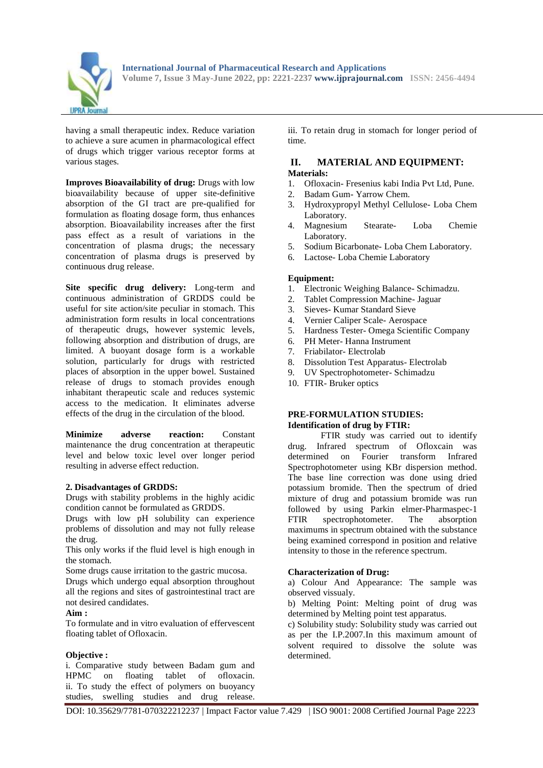having a small therapeutic index. Reduce variation to achieve a sure acumen in pharmacological effect of drugs which trigger various receptor forms at various stages.

**Improves Bioavailability of drug:** Drugs with low bioavailability because of upper site-definitive absorption of the GI tract are pre-qualified for formulation as floating dosage form, thus enhances absorption. Bioavailability increases after the first pass effect as a result of variations in the concentration of plasma drugs; the necessary concentration of plasma drugs is preserved by continuous drug release.

**Site specific drug delivery:** Long-term and continuous administration of GRDDS could be useful for site action/site peculiar in stomach. This administration form results in local concentrations of therapeutic drugs, however systemic levels, following absorption and distribution of drugs, are limited. A buoyant dosage form is a workable solution, particularly for drugs with restricted places of absorption in the upper bowel. Sustained release of drugs to stomach provides enough inhabitant therapeutic scale and reduces systemic access to the medication. It eliminates adverse effects of the drug in the circulation of the blood.

**Minimize adverse reaction:** Constant maintenance the drug concentration at therapeutic level and below toxic level over longer period resulting in adverse effect reduction.

**2. Disadvantages of GRDDS:**

Drugs with stability problems in the highly acidic condition cannot be formulated as GRDDS.

Drugs with low pH solubility can experience problems of dissolution and may not fully release the drug.

This only works if the fluid level is high enough in the stomach.

Some drugs cause irritation to the gastric mucosa.

Drugs which undergo equal absorption throughout all the regions and sites of gastrointestinal tract are not desired candidates.

**Aim :**

To formulate and in vitro evaluation of effervescent floating tablet of Ofloxacin.

**Objective :**

i. Comparative study between Badam gum and HPMC on floating tablet of ofloxacin.

ii. To study the effect of polymers on buoyancy studies, swelling studies and drug release.

iii. To retain drug in stomach for longer period of time.

## II. MATERIAL AND EQUIPMENT:

**Materials:**

1. Ofloxacin- Fresenius kabi India Pvt Ltd, Pune.
2. Badam Gum- Yarrow Chem.
3. Hydroxypropyl Methyl Cellulose- Loba Chem Laboratory.
4. Magnesium Stearate- Loba Chemie Laboratory.
5. Sodium Bicarbonate- Loba Chem Laboratory.
6. Lactose- Loba Chemie Laboratory

**Equipment:**

1. Electronic Weighing Balance- Schimadzu.
2. Tablet Compression Machine- Jaguar
3. Sieves- Kumar Standard Sieve
4. Vernier Caliper Scale- Aerospace
5. Hardness Tester- Omega Scientific Company
6. PH Meter- Hanna Instrument
7. Friabilator- Electrolab
8. Dissolution Test Apparatus- Electrolab
9. UV Spectrophotometer- Schimadzu
10. FTIR- Bruker optics

**PRE-FORMULATION STUDIES:**

**Identification of drug by FTIR:**

FTIR study was carried out to identify drug. Infrared spectrum of Ofloxcain was determined on Fourier transform Infrared Spectrophotometer using KBr dispersion method. The base line correction was done using dried potassium bromide. Then the spectrum of dried mixture of drug and potassium bromide was run followed by using Parkin elmer-Pharmaspec-1 FTIR spectrophotometer. The absorption maximums in spectrum obtained with the substance being examined correspond in position and relative intensity to those in the reference spectrum.

**Characterization of Drug:**

a) Colour And Appearance: The sample was observed vissualy.

b) Melting Point: Melting point of drug was determined by Melting point test apparatus.

c) Solubility study: Solubility study was carried out as per the I.P.2007.In this maximum amount of solvent required to dissolve the solute was determined.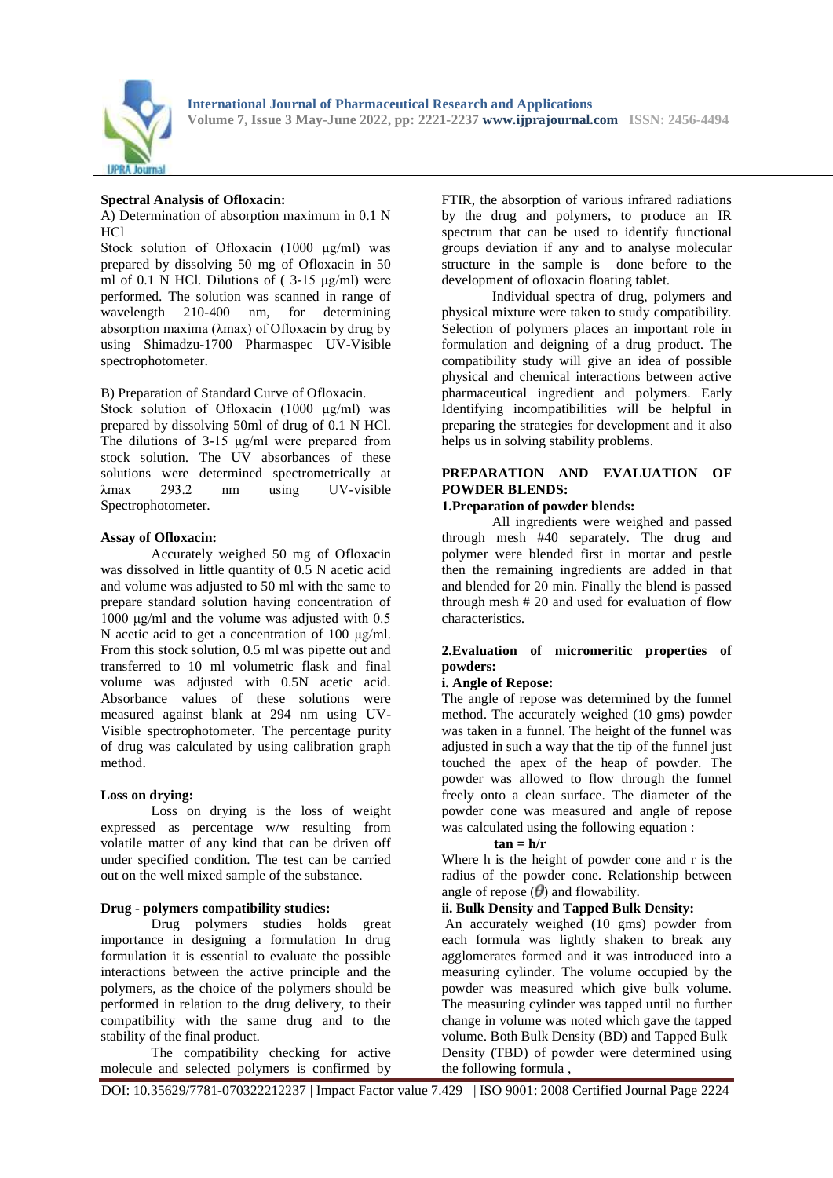**Spectral Analysis of Ofloxacin:**

A) Determination of absorption maximum in 0.1 N HCl

Stock solution of Ofloxacin (1000 µg/ml) was prepared by dissolving 50 mg of Ofloxacin in 50 ml of 0.1 N HCl. Dilutions of ( 3-15 µg/ml) were performed. The solution was scanned in range of wavelength 210-400 nm, for determining absorption maxima (λmax) of Ofloxacin by drug by using Shimadzu-1700 Pharmaspec UV-Visible spectrophotometer.

B) Preparation of Standard Curve of Ofloxacin.

Stock solution of Ofloxacin (1000 µg/ml) was prepared by dissolving 50ml of drug of 0.1 N HCl. The dilutions of 3-15 µg/ml were prepared from stock solution. The UV absorbances of these solutions were determined spectrometrically at λmax 293.2 nm using UV-visible Spectrophotometer.

**Assay of Ofloxacin:**

Accurately weighed 50 mg of Ofloxacin was dissolved in little quantity of 0.5 N acetic acid and volume was adjusted to 50 ml with the same to prepare standard solution having concentration of 1000 µg/ml and the volume was adjusted with 0.5 N acetic acid to get a concentration of 100 µg/ml. From this stock solution, 0.5 ml was pipette out and transferred to 10 ml volumetric flask and final volume was adjusted with 0.5N acetic acid. Absorbance values of these solutions were measured against blank at 294 nm using UV-Visible spectrophotometer. The percentage purity of drug was calculated by using calibration graph method.

**Loss on drying:**

Loss on drying is the loss of weight expressed as percentage w/w resulting from volatile matter of any kind that can be driven off under specified condition. The test can be carried out on the well mixed sample of the substance.

**Drug - polymers compatibility studies:**

Drug polymers studies holds great importance in designing a formulation In drug formulation it is essential to evaluate the possible interactions between the active principle and the polymers, as the choice of the polymers should be performed in relation to the drug delivery, to their compatibility with the same drug and to the stability of the final product.

The compatibility checking for active molecule and selected polymers is confirmed by FTIR, the absorption of various infrared radiations by the drug and polymers, to produce an IR spectrum that can be used to identify functional groups deviation if any and to analyse molecular structure in the sample is done before to the development of ofloxacin floating tablet.

Individual spectra of drug, polymers and physical mixture were taken to study compatibility. Selection of polymers places an important role in formulation and deigning of a drug product. The compatibility study will give an idea of possible physical and chemical interactions between active pharmaceutical ingredient and polymers. Early Identifying incompatibilities will be helpful in preparing the strategies for development and it also helps us in solving stability problems.

**PREPARATION AND EVALUATION OF POWDER BLENDS:**

**1.Preparation of powder blends:**

All ingredients were weighed and passed through mesh #40 separately. The drug and polymer were blended first in mortar and pestle then the remaining ingredients are added in that and blended for 20 min. Finally the blend is passed through mesh # 20 and used for evaluation of flow characteristics.

**2.Evaluation of micromeritic properties of powders:**

**i. Angle of Repose:**

The angle of repose was determined by the funnel method. The accurately weighed (10 gms) powder was taken in a funnel. The height of the funnel was adjusted in such a way that the tip of the funnel just touched the apex of the heap of powder. The powder was allowed to flow through the funnel freely onto a clean surface. The diameter of the powder cone was measured and angle of repose was calculated using the following equation :

$$\tan = h/r$$

Where h is the height of powder cone and r is the radius of the powder cone. Relationship between angle of repose ($\theta$) and flowability.

**ii. Bulk Density and Tapped Bulk Density:**

An accurately weighed (10 gms) powder from each formula was lightly shaken to break any agglomerates formed and it was introduced into a measuring cylinder. The volume occupied by the powder was measured which give bulk volume. The measuring cylinder was tapped until no further change in volume was noted which gave the tapped volume. Both Bulk Density (BD) and Tapped Bulk Density (TBD) of powder were determined using the following formula ,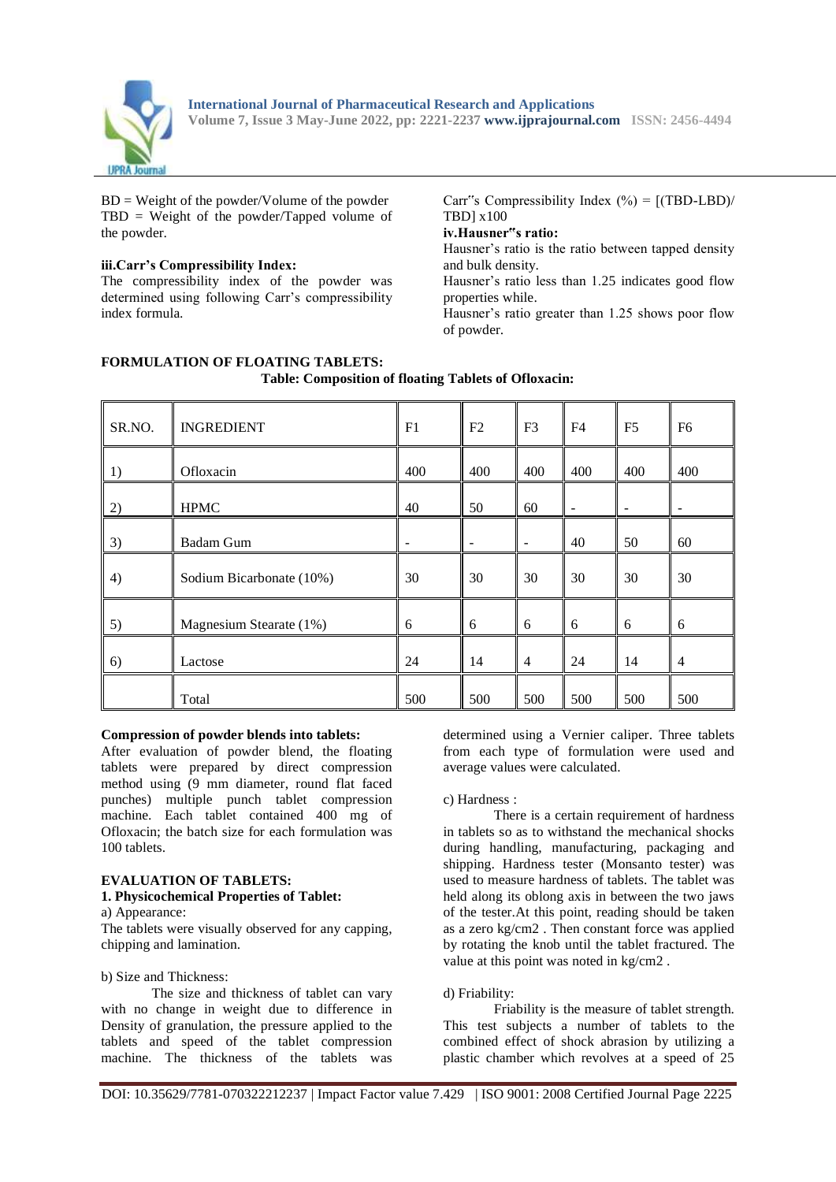BD = Weight of the powder/Volume of the powder
TBD = Weight of the powder/Tapped volume of the powder.

**iii.Carr's Compressibility Index:**
The compressibility index of the powder was determined using following Carr's compressibility index formula.

Carr"s Compressibility Index (%) = [(TBD-LBD)/ TBD] x100

**iv.Hausner"s ratio:**
Hausner's ratio is the ratio between tapped density and bulk density.
Hausner's ratio less than 1.25 indicates good flow properties while.
Hausner's ratio greater than 1.25 shows poor flow of powder.

**FORMULATION OF FLOATING TABLETS:**

**Table: Composition of floating Tablets of Ofloxacin:**

| SR.NO. | INGREDIENT | F1 | F2 | F3 | F4 | F5 | F6 |
|---|---|---|---|---|---|---|---|
| 1) | Ofloxacin | 400 | 400 | 400 | 400 | 400 | 400 |
| 2) | HPMC | 40 | 50 | 60 | - | - | - |
| 3) | Badam Gum | - | - | - | 40 | 50 | 60 |
| 4) | Sodium Bicarbonate (10%) | 30 | 30 | 30 | 30 | 30 | 30 |
| 5) | Magnesium Stearate (1%) | 6 | 6 | 6 | 6 | 6 | 6 |
| 6) | Lactose | 24 | 14 | 4 | 24 | 14 | 4 |
| | Total | 500 | 500 | 500 | 500 | 500 | 500 |

**Compression of powder blends into tablets:**
After evaluation of powder blend, the floating tablets were prepared by direct compression method using (9 mm diameter, round flat faced punches) multiple punch tablet compression machine. Each tablet contained 400 mg of Ofloxacin; the batch size for each formulation was 100 tablets.

**EVALUATION OF TABLETS:**

**1. Physicochemical Properties of Tablet:**

a) Appearance:
The tablets were visually observed for any capping, chipping and lamination.

b) Size and Thickness:
The size and thickness of tablet can vary with no change in weight due to difference in Density of granulation, the pressure applied to the tablets and speed of the tablet compression machine. The thickness of the tablets was determined using a Vernier caliper. Three tablets from each type of formulation were used and average values were calculated.

c) Hardness :
There is a certain requirement of hardness in tablets so as to withstand the mechanical shocks during handling, manufacturing, packaging and shipping. Hardness tester (Monsanto tester) was used to measure hardness of tablets. The tablet was held along its oblong axis in between the two jaws of the tester.At this point, reading should be taken as a zero kg/cm2 . Then constant force was applied by rotating the knob until the tablet fractured. The value at this point was noted in kg/cm2 .

d) Friability:
Friability is the measure of tablet strength. This test subjects a number of tablets to the combined effect of shock abrasion by utilizing a plastic chamber which revolves at a speed of 25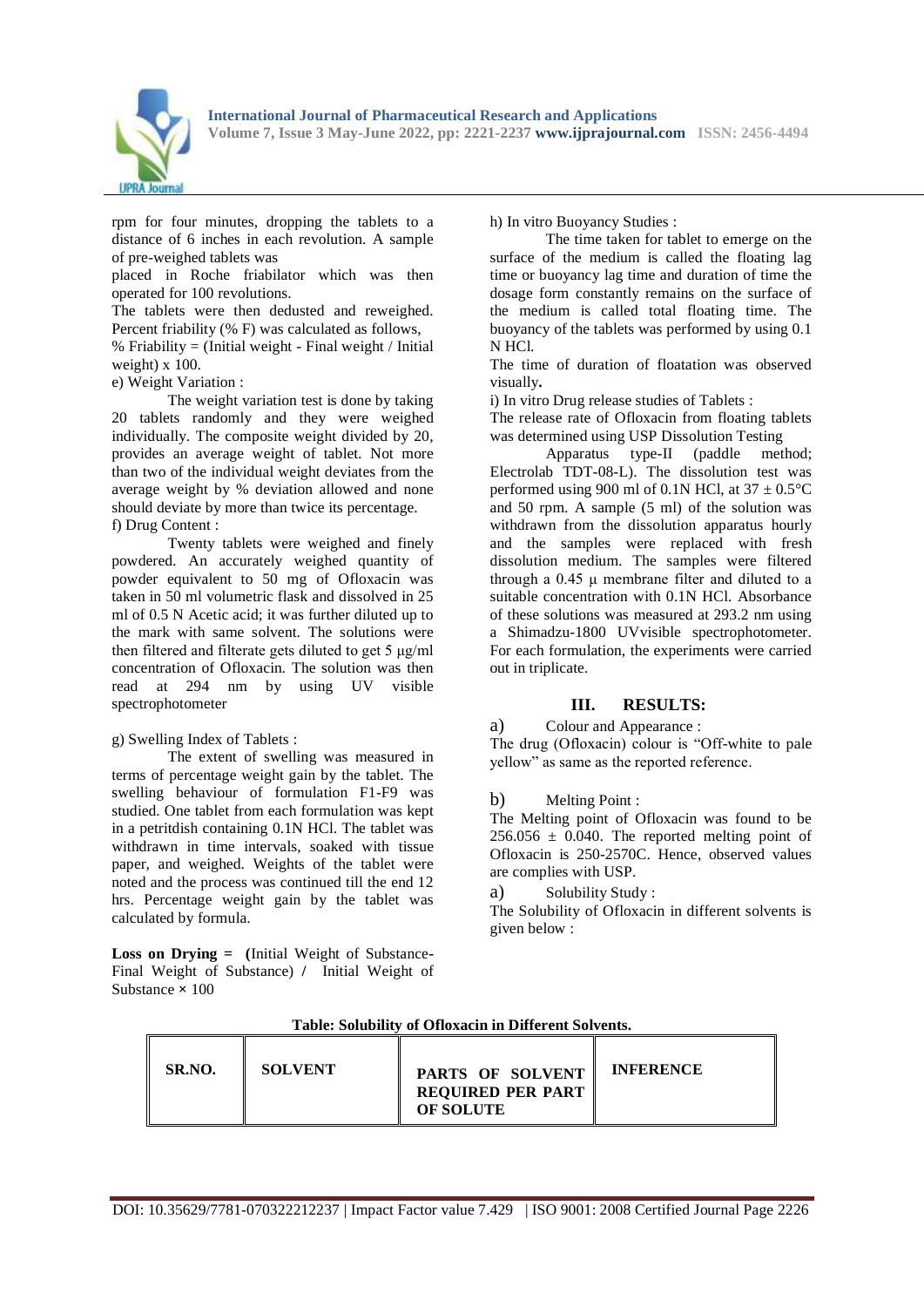rpm for four minutes, dropping the tablets to a distance of 6 inches in each revolution. A sample of pre-weighed tablets was
placed in Roche friabilator which was then operated for 100 revolutions.
The tablets were then dedusted and reweighed. Percent friability (% F) was calculated as follows,
% Friability = (Initial weight - Final weight / Initial weight) x 100.

e) Weight Variation :

The weight variation test is done by taking 20 tablets randomly and they were weighed individually. The composite weight divided by 20, provides an average weight of tablet. Not more than two of the individual weight deviates from the average weight by % deviation allowed and none should deviate by more than twice its percentage.

f) Drug Content :

Twenty tablets were weighed and finely powdered. An accurately weighed quantity of powder equivalent to 50 mg of Ofloxacin was taken in 50 ml volumetric flask and dissolved in 25 ml of 0.5 N Acetic acid; it was further diluted up to the mark with same solvent. The solutions were then filtered and filterate gets diluted to get 5 μg/ml concentration of Ofloxacin. The solution was then read at 294 nm by using UV visible spectrophotometer

g) Swelling Index of Tablets :

The extent of swelling was measured in terms of percentage weight gain by the tablet. The swelling behaviour of formulation F1-F9 was studied. One tablet from each formulation was kept in a petritdish containing 0.1N HCl. The tablet was withdrawn in time intervals, soaked with tissue paper, and weighed. Weights of the tablet were noted and the process was continued till the end 12 hrs. Percentage weight gain by the tablet was calculated by formula.

**Loss on Drying = (**Initial Weight of Substance- Final Weight of Substance) / Initial Weight of Substance × 100

h) In vitro Buoyancy Studies :

The time taken for tablet to emerge on the surface of the medium is called the floating lag time or buoyancy lag time and duration of time the dosage form constantly remains on the surface of the medium is called total floating time. The buoyancy of the tablets was performed by using 0.1 N HCl.
The time of duration of floatation was observed visually**.**

i) In vitro Drug release studies of Tablets :

The release rate of Ofloxacin from floating tablets was determined using USP Dissolution Testing

Apparatus type-II (paddle method; Electrolab TDT-08-L). The dissolution test was performed using 900 ml of 0.1N HCl, at 37 ± 0.5°C and 50 rpm. A sample (5 ml) of the solution was withdrawn from the dissolution apparatus hourly and the samples were replaced with fresh dissolution medium. The samples were filtered through a 0.45 µ membrane filter and diluted to a suitable concentration with 0.1N HCl. Absorbance of these solutions was measured at 293.2 nm using a Shimadzu-1800 UVvisible spectrophotometer. For each formulation, the experiments were carried out in triplicate.

## III. RESULTS:

a) Colour and Appearance :

The drug (Ofloxacin) colour is "Off-white to pale yellow" as same as the reported reference.

b) Melting Point :

The Melting point of Ofloxacin was found to be 256.056 ± 0.040. The reported melting point of Ofloxacin is 250-2570C. Hence, observed values are complies with USP.

a) Solubility Study :

The Solubility of Ofloxacin in different solvents is given below :

**Table: Solubility of Ofloxacin in Different Solvents.**

| SR.NO. | SOLVENT | PARTS OF SOLVENT REQUIRED PER PART OF SOLUTE | INFERENCE |
|---|---|---|---|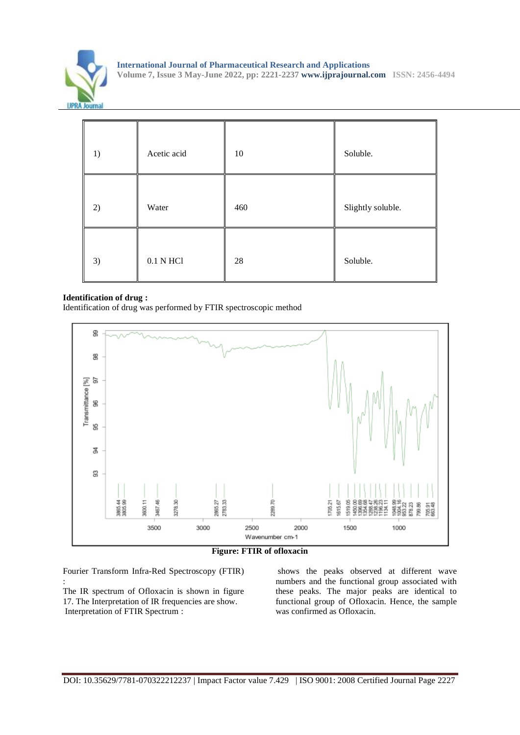| 1) | Acetic acid | 10 | Soluble. |
|---|---|---|---|
| 2) | Water | 460 | Slightly soluble. |
| 3) | 0.1 N HCl | 28 | Soluble. |

**Identification of drug :**

Identification of drug was performed by FTIR spectroscopic method

**Figure: FTIR of ofloxacin**

Fourier Transform Infra-Red Spectroscopy (FTIR) :

The IR spectrum of Ofloxacin is shown in figure 17. The Interpretation of IR frequencies are show. Interpretation of FTIR Spectrum : shows the peaks observed at different wave numbers and the functional group associated with these peaks. The major peaks are identical to functional group of Ofloxacin. Hence, the sample was confirmed as Ofloxacin.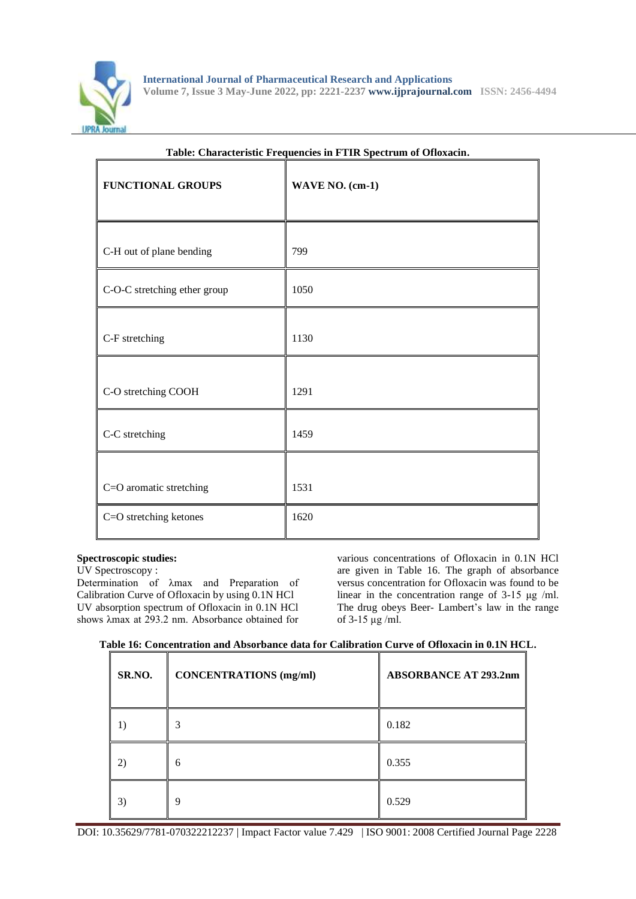**Table: Characteristic Frequencies in FTIR Spectrum of Ofloxacin.**

| FUNCTIONAL GROUPS | WAVE NO. (cm-1) |
|---|---|
| C-H out of plane bending | 799 |
| C-O-C stretching ether group | 1050 |
| C-F stretching | 1130 |
| C-O stretching COOH | 1291 |
| C-C stretching | 1459 |
| C=O aromatic stretching | 1531 |
| C=O stretching ketones | 1620 |

**Spectroscopic studies:**

UV Spectroscopy :

Determination of λmax and Preparation of Calibration Curve of Ofloxacin by using 0.1N HCl UV absorption spectrum of Ofloxacin in 0.1N HCl shows λmax at 293.2 nm. Absorbance obtained for various concentrations of Ofloxacin in 0.1N HCl are given in Table 16. The graph of absorbance versus concentration for Ofloxacin was found to be linear in the concentration range of 3-15 µg /ml. The drug obeys Beer- Lambert's law in the range of 3-15 µg /ml.

**Table 16: Concentration and Absorbance data for Calibration Curve of Ofloxacin in 0.1N HCL.**

| SR.NO. | CONCENTRATIONS (mg/ml) | ABSORBANCE AT 293.2nm |
|---|---|---|
| 1) | 3 | 0.182 |
| 2) | 6 | 0.355 |
| 3) | 9 | 0.529 |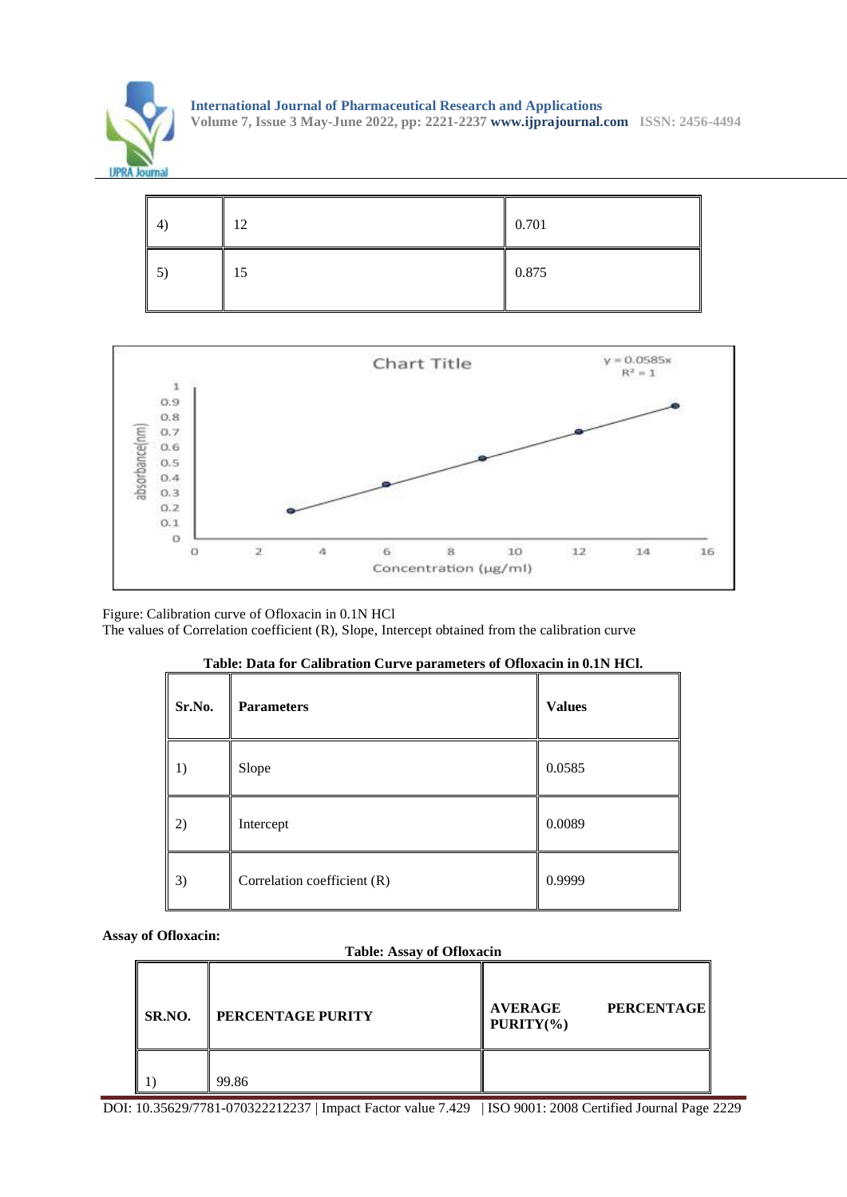| 4) | 12 | 0.701 |
|---|---|---|
| 5) | 15 | 0.875 |

Figure: Calibration curve of Ofloxacin in 0.1N HCl

The values of Correlation coefficient (R), Slope, Intercept obtained from the calibration curve

**Table: Data for Calibration Curve parameters of Ofloxacin in 0.1N HCl.**

| Sr.No. | Parameters | Values |
|---|---|---|
| 1) | Slope | 0.0585 |
| 2) | Intercept | 0.0089 |
| 3) | Correlation coefficient (R) | 0.9999 |

**Assay of Ofloxacin:**

**Table: Assay of Ofloxacin**

| SR.NO. | PERCENTAGE PURITY | AVERAGE PERCENTAGE PURITY(%) |
|---|---|---|
| 1) | 99.86 | |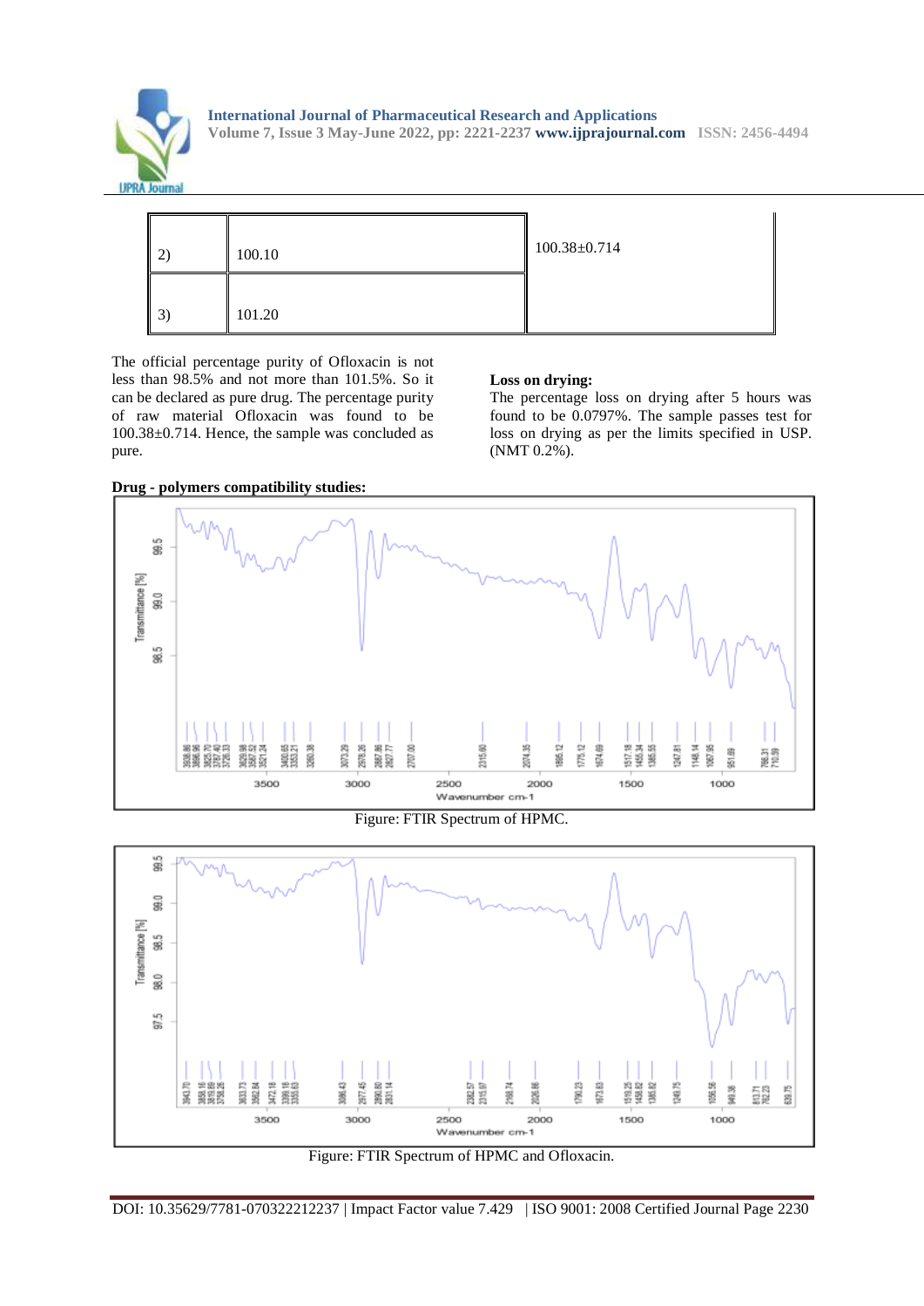| 2) | 100.10 | 100.38±0.714 |
|---|---|---|
| 3) | 101.20 | |

The official percentage purity of Ofloxacin is not less than 98.5% and not more than 101.5%. So it can be declared as pure drug. The percentage purity of raw material Ofloxacin was found to be 100.38±0.714. Hence, the sample was concluded as pure.

**Loss on drying:**
The percentage loss on drying after 5 hours was found to be 0.0797%. The sample passes test for loss on drying as per the limits specified in USP. (NMT 0.2%).

**Drug - polymers compatibility studies:**

Figure: FTIR Spectrum of HPMC.

Figure: FTIR Spectrum of HPMC and Ofloxacin.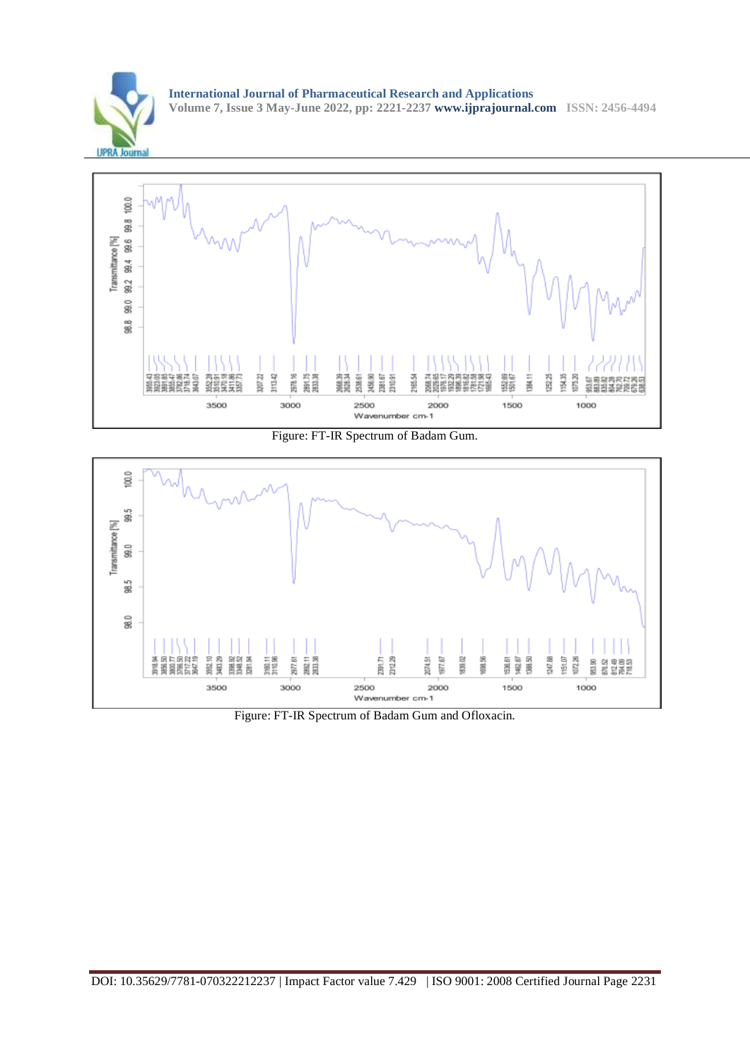Figure: FT-IR Spectrum of Badam Gum.

Figure: FT-IR Spectrum of Badam Gum and Ofloxacin.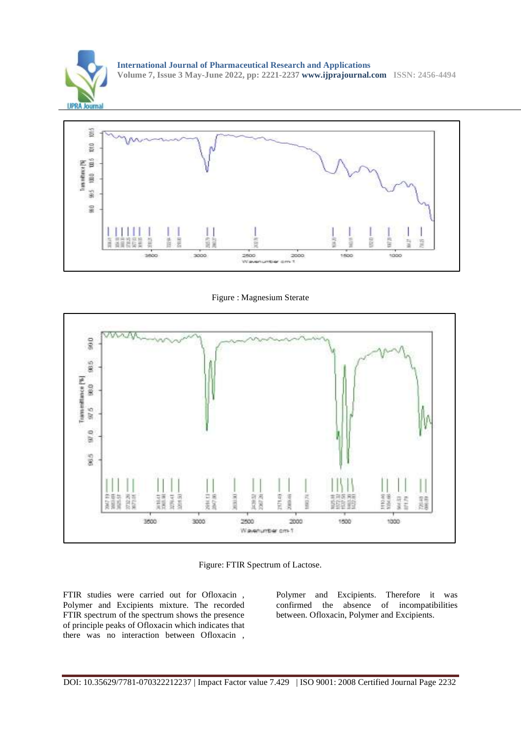Figure : Magnesium Sterate

Figure: FTIR Spectrum of Lactose.

FTIR studies were carried out for Ofloxacin , Polymer and Excipients mixture. The recorded FTIR spectrum of the spectrum shows the presence of principle peaks of Ofloxacin which indicates that there was no interaction between Ofloxacin , Polymer and Excipients. Therefore it was confirmed the absence of incompatibilities between. Ofloxacin, Polymer and Excipients.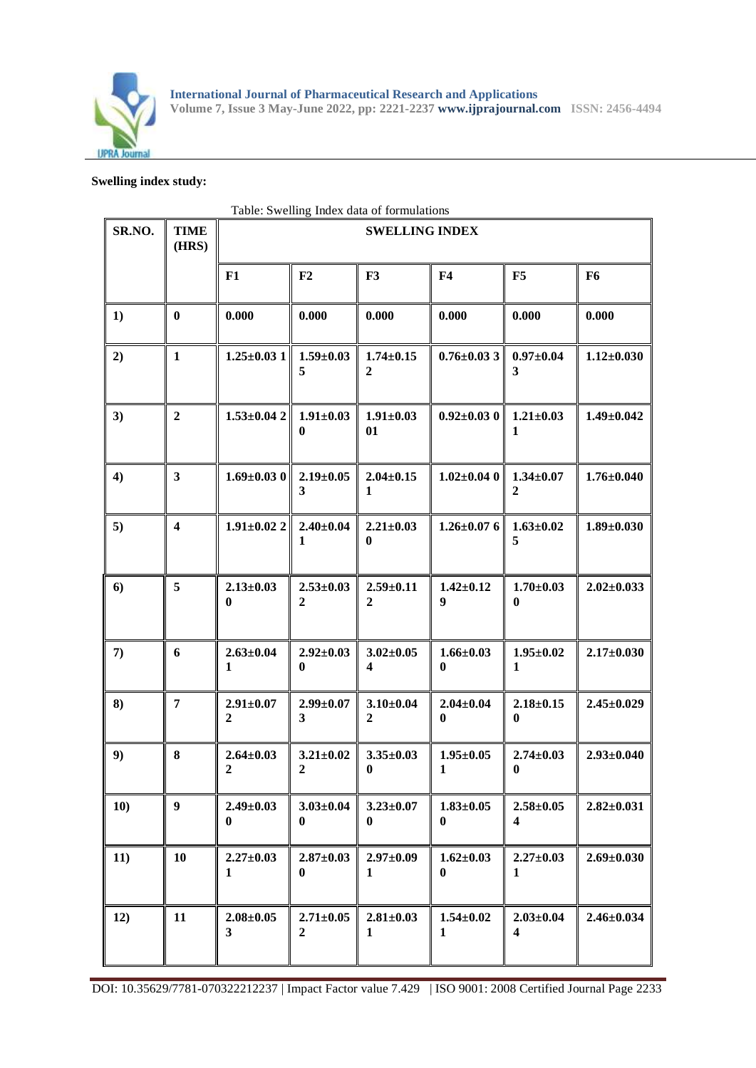**Swelling index study:**

Table: Swelling Index data of formulations

| SR.NO. | TIME (HRS) | SWELLING INDEX | | | | | |
|---|---|---|---|---|---|---|---|
| | | F1 | F2 | F3 | F4 | F5 | F6 |
| 1) | 0 | 0.000 | 0.000 | 0.000 | 0.000 | 0.000 | 0.000 |
| 2) | 1 | 1.25±0.03 1 | 1.59±0.03 5 | 1.74±0.15 2 | 0.76±0.03 3 | 0.97±0.04 3 | 1.12±0.030 |
| 3) | 2 | 1.53±0.04 2 | 1.91±0.03 0 | 1.91±0.03 01 | 0.92±0.03 0 | 1.21±0.03 1 | 1.49±0.042 |
| 4) | 3 | 1.69±0.03 0 | 2.19±0.05 3 | 2.04±0.15 1 | 1.02±0.04 0 | 1.34±0.07 2 | 1.76±0.040 |
| 5) | 4 | 1.91±0.02 2 | 2.40±0.04 1 | 2.21±0.03 0 | 1.26±0.07 6 | 1.63±0.02 5 | 1.89±0.030 |
| 6) | 5 | 2.13±0.03 0 | 2.53±0.03 2 | 2.59±0.11 2 | 1.42±0.12 9 | 1.70±0.03 0 | 2.02±0.033 |
| 7) | 6 | 2.63±0.04 1 | 2.92±0.03 0 | 3.02±0.05 4 | 1.66±0.03 0 | 1.95±0.02 1 | 2.17±0.030 |
| 8) | 7 | 2.91±0.07 2 | 2.99±0.07 3 | 3.10±0.04 2 | 2.04±0.04 0 | 2.18±0.15 0 | 2.45±0.029 |
| 9) | 8 | 2.64±0.03 2 | 3.21±0.02 2 | 3.35±0.03 0 | 1.95±0.05 1 | 2.74±0.03 0 | 2.93±0.040 |
| 10) | 9 | 2.49±0.03 0 | 3.03±0.04 0 | 3.23±0.07 0 | 1.83±0.05 0 | 2.58±0.05 4 | 2.82±0.031 |
| 11) | 10 | 2.27±0.03 1 | 2.87±0.03 0 | 2.97±0.09 1 | 1.62±0.03 0 | 2.27±0.03 1 | 2.69±0.030 |
| 12) | 11 | 2.08±0.05 3 | 2.71±0.05 2 | 2.81±0.03 1 | 1.54±0.02 1 | 2.03±0.04 4 | 2.46±0.034 |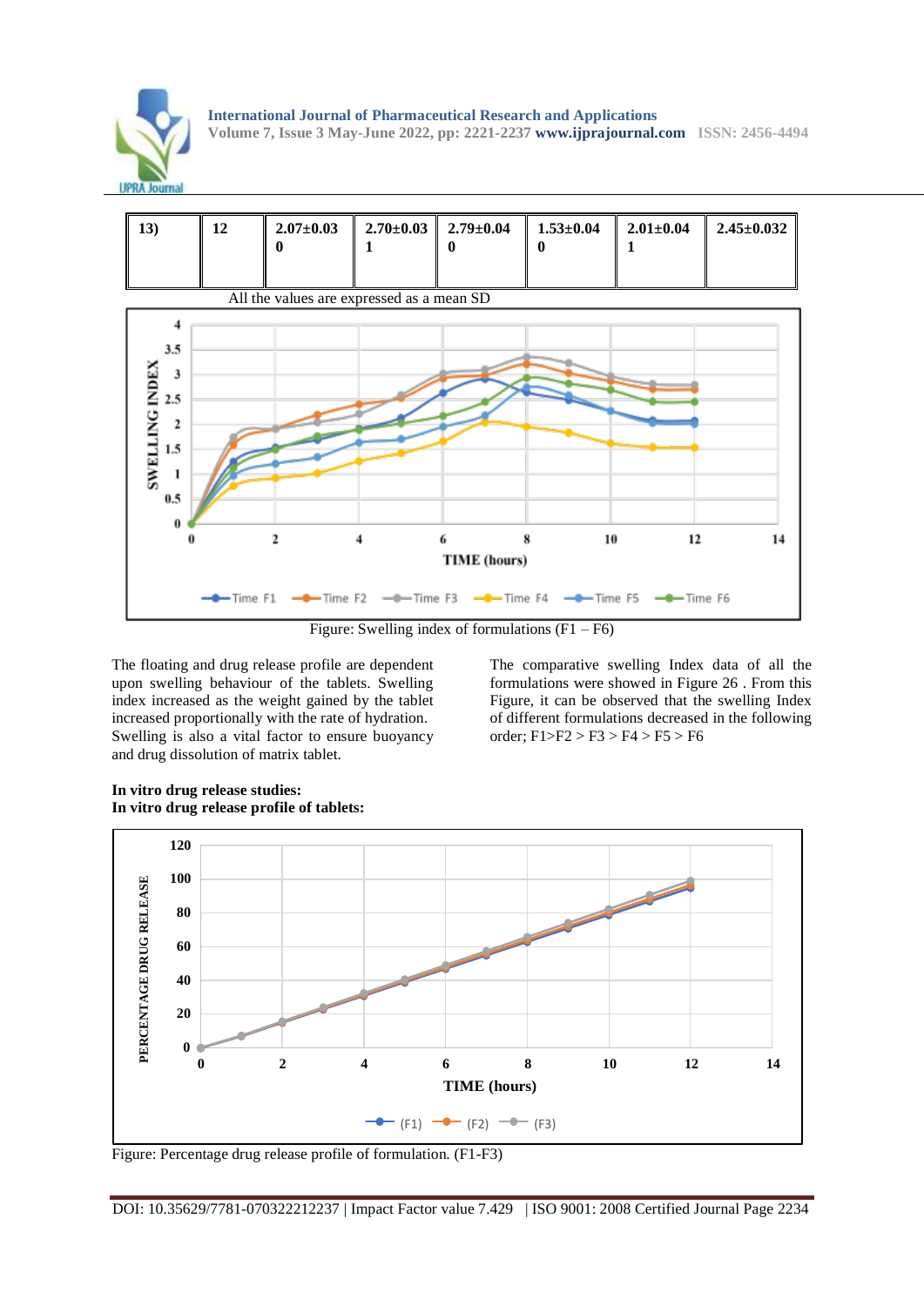| 13) | 12 | 2.07±0.030 | 2.70±0.031 | 2.79±0.040 | 1.53±0.040 | 2.01±0.041 | 2.45±0.032 |
|---|---|---|---|---|---|---|---|

All the values are expressed as a mean SD

Figure: Swelling index of formulations (F1 – F6)

The floating and drug release profile are dependent upon swelling behaviour of the tablets. Swelling index increased as the weight gained by the tablet increased proportionally with the rate of hydration. Swelling is also a vital factor to ensure buoyancy and drug dissolution of matrix tablet.

The comparative swelling Index data of all the formulations were showed in Figure 26 . From this Figure, it can be observed that the swelling Index of different formulations decreased in the following order; F1>F2 > F3 > F4 > F5 > F6

**In vitro drug release studies:**
**In vitro drug release profile of tablets:**

Figure: Percentage drug release profile of formulation. (F1-F3)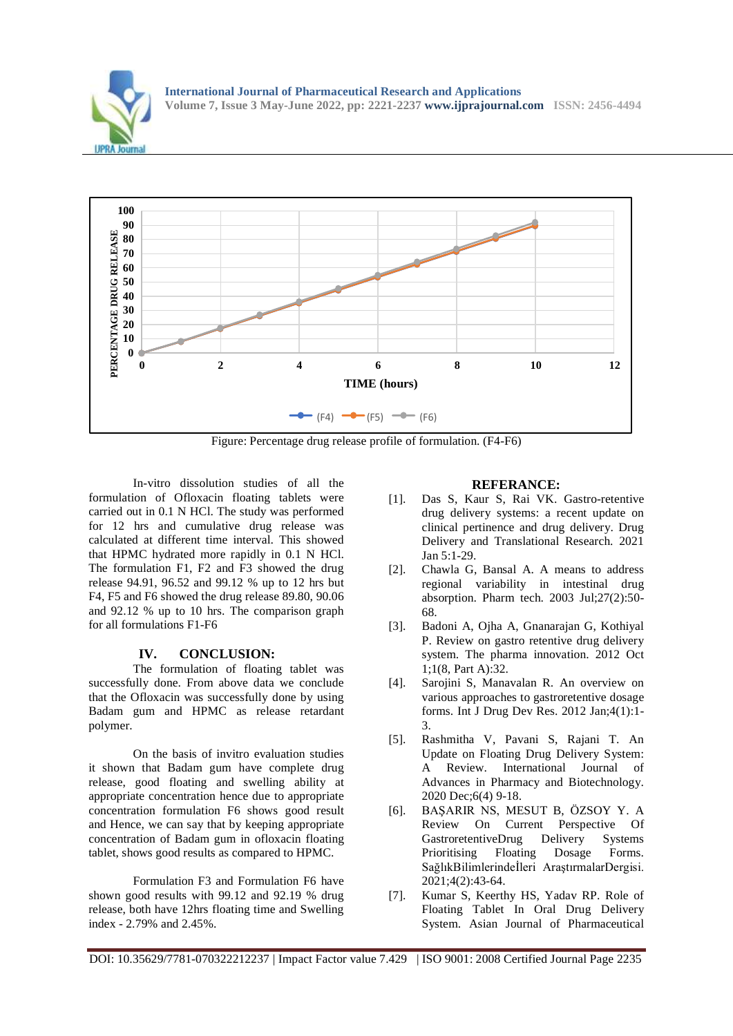Figure: Percentage drug release profile of formulation. (F4-F6)

In-vitro dissolution studies of all the formulation of Ofloxacin floating tablets were carried out in 0.1 N HCl. The study was performed for 12 hrs and cumulative drug release was calculated at different time interval. This showed that HPMC hydrated more rapidly in 0.1 N HCl. The formulation F1, F2 and F3 showed the drug release 94.91, 96.52 and 99.12 % up to 12 hrs but F4, F5 and F6 showed the drug release 89.80, 90.06 and 92.12 % up to 10 hrs. The comparison graph for all formulations F1-F6

## IV. CONCLUSION:

The formulation of floating tablet was successfully done. From above data we conclude that the Ofloxacin was successfully done by using Badam gum and HPMC as release retardant polymer.

On the basis of invitro evaluation studies it shown that Badam gum have complete drug release, good floating and swelling ability at appropriate concentration hence due to appropriate concentration formulation F6 shows good result and Hence, we can say that by keeping appropriate concentration of Badam gum in ofloxacin floating tablet, shows good results as compared to HPMC.

Formulation F3 and Formulation F6 have shown good results with 99.12 and 92.19 % drug release, both have 12hrs floating time and Swelling index - 2.79% and 2.45%.

## REFERANCE:

[1]. Das S, Kaur S, Rai VK. Gastro-retentive drug delivery systems: a recent update on clinical pertinence and drug delivery. Drug Delivery and Translational Research. 2021 Jan 5:1-29.

[2]. Chawla G, Bansal A. A means to address regional variability in intestinal drug absorption. Pharm tech. 2003 Jul;27(2):50-68.

[3]. Badoni A, Ojha A, Gnanarajan G, Kothiyal P. Review on gastro retentive drug delivery system. The pharma innovation. 2012 Oct 1;1(8, Part A):32.

[4]. Sarojini S, Manavalan R. An overview on various approaches to gastroretentive dosage forms. Int J Drug Dev Res. 2012 Jan;4(1):1-3.

[5]. Rashmitha V, Pavani S, Rajani T. An Update on Floating Drug Delivery System: A Review. International Journal of Advances in Pharmacy and Biotechnology. 2020 Dec;6(4) 9-18.

[6]. BAŞARIR NS, MESUT B, ÖZSOY Y. A Review On Current Perspective Of GastroretentiveDrug Delivery Systems Prioritising Floating Dosage Forms. SağlıkBilimlerindeİleri AraştırmalarDergisi. 2021;4(2):43-64.

[7]. Kumar S, Keerthy HS, Yadav RP. Role of Floating Tablet In Oral Drug Delivery System. Asian Journal of Pharmaceutical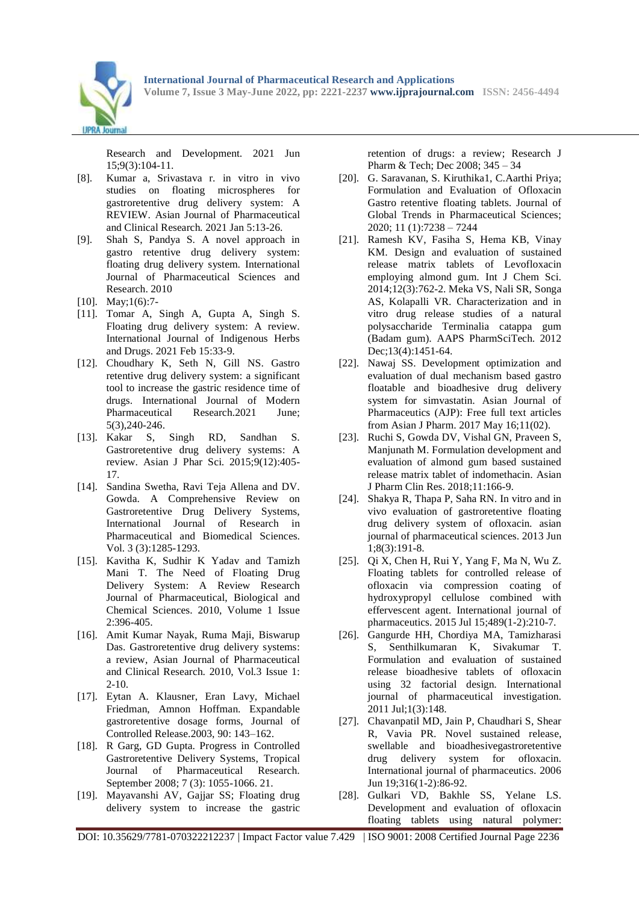Research and Development. 2021 Jun 15;9(3):104-11.

[8]. Kumar a, Srivastava r. in vitro in vivo studies on floating microspheres for gastroretentive drug delivery system: A REVIEW. Asian Journal of Pharmaceutical and Clinical Research. 2021 Jan 5:13-26.

[9]. Shah S, Pandya S. A novel approach in gastro retentive drug delivery system: floating drug delivery system. International Journal of Pharmaceutical Sciences and Research. 2010

[10]. May;1(6):7-

[11]. Tomar A, Singh A, Gupta A, Singh S. Floating drug delivery system: A review. International Journal of Indigenous Herbs and Drugs. 2021 Feb 15:33-9.

[12]. Choudhary K, Seth N, Gill NS. Gastro retentive drug delivery system: a significant tool to increase the gastric residence time of drugs. International Journal of Modern Pharmaceutical Research.2021 June; 5(3),240-246.

[13]. Kakar S, Singh RD, Sandhan S. Gastroretentive drug delivery systems: A review. Asian J Phar Sci. 2015;9(12):405-17.

[14]. Sandina Swetha, Ravi Teja Allena and DV. Gowda. A Comprehensive Review on Gastroretentive Drug Delivery Systems, International Journal of Research in Pharmaceutical and Biomedical Sciences. Vol. 3 (3):1285-1293.

[15]. Kavitha K, Sudhir K Yadav and Tamizh Mani T. The Need of Floating Drug Delivery System: A Review Research Journal of Pharmaceutical, Biological and Chemical Sciences. 2010, Volume 1 Issue 2:396-405.

[16]. Amit Kumar Nayak, Ruma Maji, Biswarup Das. Gastroretentive drug delivery systems: a review, Asian Journal of Pharmaceutical and Clinical Research. 2010, Vol.3 Issue 1: 2-10.

[17]. Eytan A. Klausner, Eran Lavy, Michael Friedman, Amnon Hoffman. Expandable gastroretentive dosage forms, Journal of Controlled Release.2003, 90: 143–162.

[18]. R Garg, GD Gupta. Progress in Controlled Gastroretentive Delivery Systems, Tropical Journal of Pharmaceutical Research. September 2008; 7 (3): 1055-1066. 21.

[19]. Mayavanshi AV, Gajjar SS; Floating drug delivery system to increase the gastric retention of drugs: a review; Research J Pharm & Tech; Dec 2008; 345 – 34

[20]. G. Saravanan, S. Kiruthika1, C.Aarthi Priya; Formulation and Evaluation of Ofloxacin Gastro retentive floating tablets. Journal of Global Trends in Pharmaceutical Sciences; 2020; 11 (1):7238 – 7244

[21]. Ramesh KV, Fasiha S, Hema KB, Vinay KM. Design and evaluation of sustained release matrix tablets of Levofloxacin employing almond gum. Int J Chem Sci. 2014;12(3):762-2. Meka VS, Nali SR, Songa AS, Kolapalli VR. Characterization and in vitro drug release studies of a natural polysaccharide Terminalia catappa gum (Badam gum). AAPS PharmSciTech. 2012 Dec;13(4):1451-64.

[22]. Nawaj SS. Development optimization and evaluation of dual mechanism based gastro floatable and bioadhesive drug delivery system for simvastatin. Asian Journal of Pharmaceutics (AJP): Free full text articles from Asian J Pharm. 2017 May 16;11(02).

[23]. Ruchi S, Gowda DV, Vishal GN, Praveen S, Manjunath M. Formulation development and evaluation of almond gum based sustained release matrix tablet of indomethacin. Asian J Pharm Clin Res. 2018;11:166-9.

[24]. Shakya R, Thapa P, Saha RN. In vitro and in vivo evaluation of gastroretentive floating drug delivery system of ofloxacin. asian journal of pharmaceutical sciences. 2013 Jun 1;8(3):191-8.

[25]. Qi X, Chen H, Rui Y, Yang F, Ma N, Wu Z. Floating tablets for controlled release of ofloxacin via compression coating of hydroxypropyl cellulose combined with effervescent agent. International journal of pharmaceutics. 2015 Jul 15;489(1-2):210-7.

[26]. Gangurde HH, Chordiya MA, Tamizharasi S, Senthilkumaran K, Sivakumar T. Formulation and evaluation of sustained release bioadhesive tablets of ofloxacin using 32 factorial design. International journal of pharmaceutical investigation. 2011 Jul;1(3):148.

[27]. Chavanpatil MD, Jain P, Chaudhari S, Shear R, Vavia PR. Novel sustained release, swellable and bioadhesivegastroretentive drug delivery system for ofloxacin. International journal of pharmaceutics. 2006 Jun 19;316(1-2):86-92.

[28]. Gulkari VD, Bakhle SS, Yelane LS. Development and evaluation of ofloxacin floating tablets using natural polymer: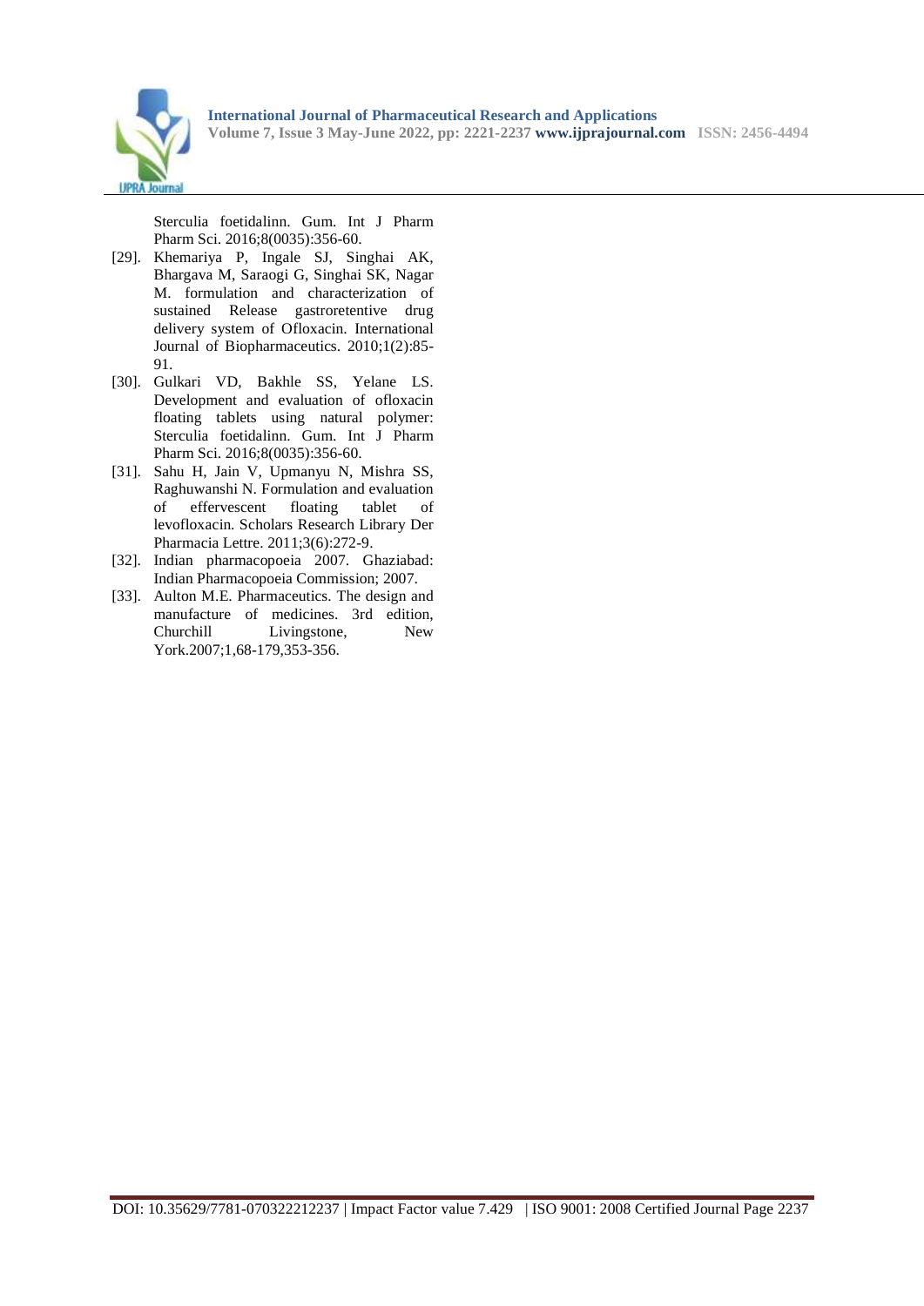Sterculia foetidalinn. Gum. Int J Pharm Pharm Sci. 2016;8(0035):356-60.

[29]. Khemariya P, Ingale SJ, Singhai AK, Bhargava M, Saraogi G, Singhai SK, Nagar M. formulation and characterization of sustained Release gastroretentive drug delivery system of Ofloxacin. International Journal of Biopharmaceutics. 2010;1(2):85-91.

[30]. Gulkari VD, Bakhle SS, Yelane LS. Development and evaluation of ofloxacin floating tablets using natural polymer: Sterculia foetidalinn. Gum. Int J Pharm Pharm Sci. 2016;8(0035):356-60.

[31]. Sahu H, Jain V, Upmanyu N, Mishra SS, Raghuwanshi N. Formulation and evaluation of effervescent floating tablet of levofloxacin. Scholars Research Library Der Pharmacia Lettre. 2011;3(6):272-9.

[32]. Indian pharmacopoeia 2007. Ghaziabad: Indian Pharmacopoeia Commission; 2007.

[33]. Aulton M.E. Pharmaceutics. The design and manufacture of medicines. 3rd edition, Churchill Livingstone, New York.2007;1,68-179,353-356.